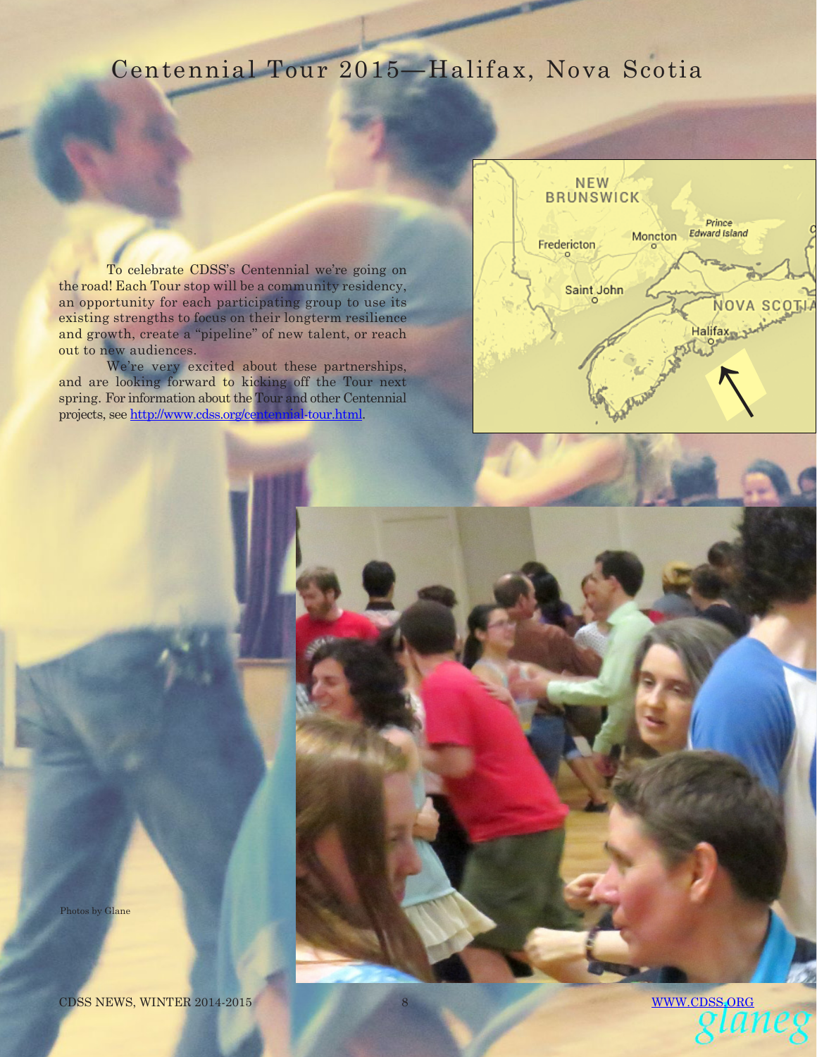# Centennial Tour 2015—Halifax, Nova Scotia

To celebrate CDSS's Centennial we're going on the road! Each Tour stop will be a community residency, an opportunity for each participating group to use its existing strengths to focus on their longterm resilience and growth, create a "pipeline" of new talent, or reach out to new audiences.

We're very excited about these partnerships, and are looking forward to kicking off the Tour next spring. For information about the Tour and other Centennial projects, see http://www.cdss.org/centennial-tour.html.

Photos by Glane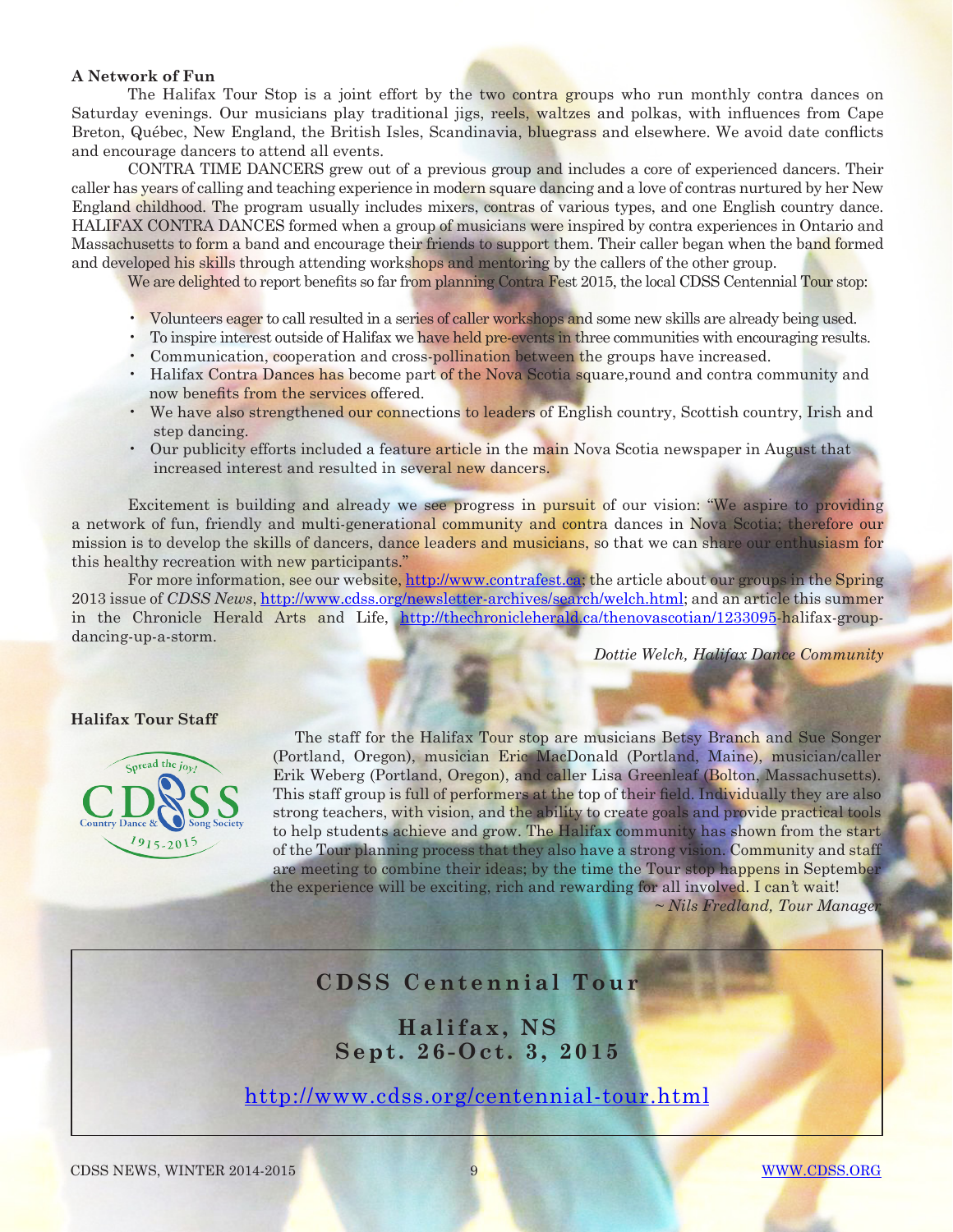### A Network of Fun

The Halifax Tour Stop is a joint effort by the two contra groups who run monthly contra dances on Saturday evenings. Our musicians play traditional jigs, reels, waltzes and polkas, with influences from Cape Breton, Québec, New England, the British Isles, Scandinavia, bluegrass and elsewhere. We avoid date conflicts and encourage dancers to attend all events.

CONTRA TIME DANCERS grew out of a previous group and includes a core of experienced dancers. Their caller has years of calling and teaching experience in modern square dancing and a love of contras nurtured by her New England childhood. The program usually includes mixers, contras of various types, and one English country dance. HALIFAX CONTRA DANCES formed when a group of musicians were inspired by contra experiences in Ontario and Massachusetts to form a band and encourage their friends to support them. Their caller began when the band formed and developed his skills through attending workshops and mentoring by the callers of the other group.

We are delighted to report benefits so far from planning Contra Fest 2015, the local CDSS Centennial Tour stop:

- Volunteers eager to call resulted in a series of caller workshops and some new skills are already being used.
- To inspire interest outside of Halifax we have held pre-events in three communities with encouraging results.
- Communication, cooperation and cross-pollination between the groups have increased.
- Halifax Contra Dances has become part of the Nova Scotia square,round and contra community and now benefits from the services offered.
- We have also strengthened our connections to leaders of English country, Scottish country, Irish and step dancing.
- Our publicity efforts included a feature article in the main Nova Scotia newspaper in August that increased interest and resulted in several new dancers.

Excitement is building and already we see progress in pursuit of our vision: "We aspire to providing a network of fun, friendly and multi-generational community and contra dances in Nova Scotia; therefore our mission is to develop the skills of dancers, dance leaders and musicians, so that we can share our enthusiasm for this healthy recreation with new participants."

For more information, see our website, http://www.contrafest.ca; the article about our groups in the Spring 2013 issue of *CDSS News*, http://www.cdss.org/newsletter-archives/search/welch.html; and an article this summer in the Chronicle Herald Arts and Life, http://thechronicleherald.ca/thenovascotian/1233095-halifax-group-dancing-up-a-storm.

*Dottie Welch, Halifax Dance Community*

### Halifax Tour Staff

The staff for the Halifax Tour stop are musicians Betsy Branch and Sue Songer (Portland, Oregon), musician Eric MacDonald (Portland, Maine), musician/caller Erik Weberg (Portland, Oregon), and caller Lisa Greenleaf (Bolton, Massachusetts). This staff group is full of performers at the top of their field. Individually they are also strong teachers, with vision, and the ability to create goals and provide practical tools to help students achieve and grow. The Halifax community has shown from the start of the Tour planning process that they also have a strong vision. Community and staff are meeting to combine their ideas; by the time the Tour stop happens in September the experience will be exciting, rich and rewarding for all involved. I can't wait!

*~ Nils Fredland, Tour Manager*

**CDSS Centennial Tour**

**Halifax, NS**
**Sept. 26-Oct. 3, 2015**

http://www.cdss.org/centennial-tour.html